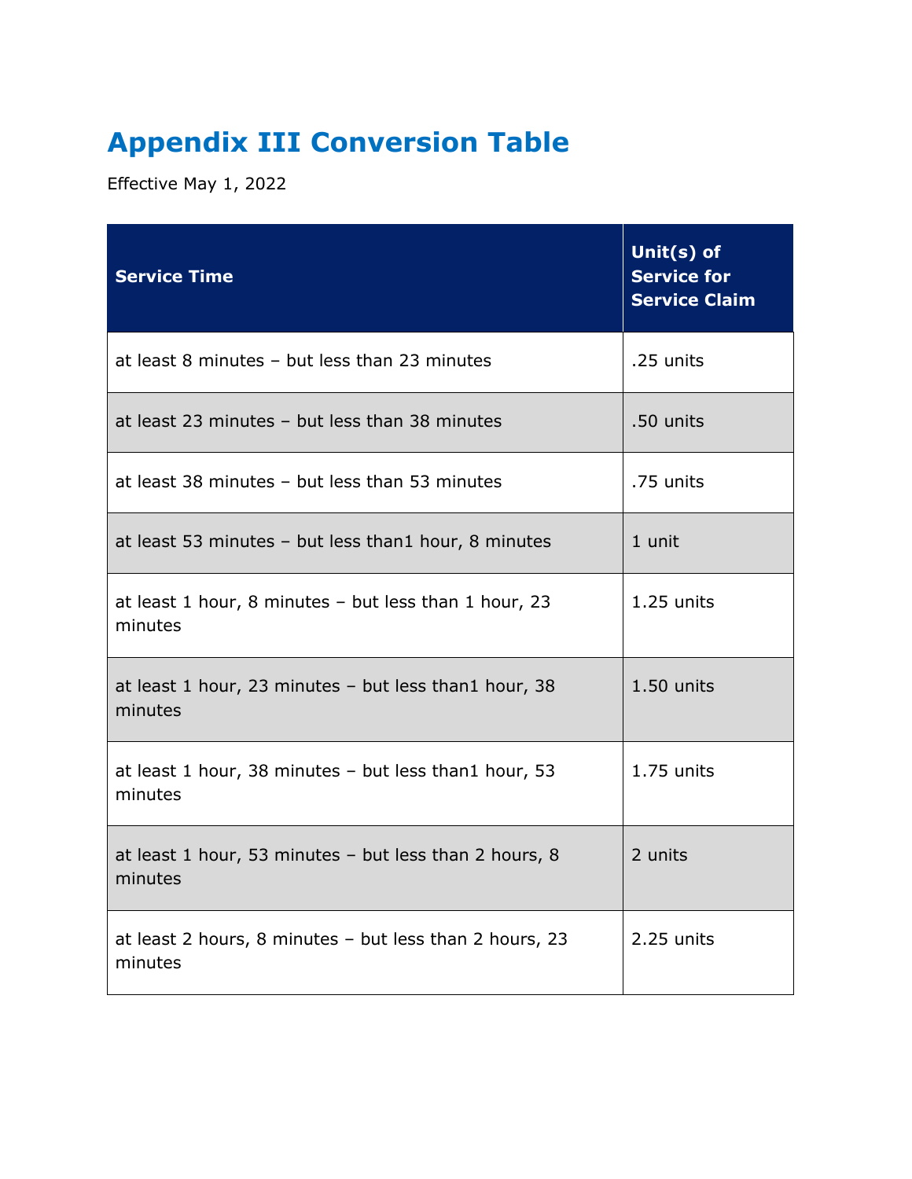# Appendix III Conversion Table

Effective May 1, 2022

| Service Time | Unit(s) of Service for Service Claim |
|---|---|
| at least 8 minutes – but less than 23 minutes | .25 units |
| at least 23 minutes – but less than 38 minutes | .50 units |
| at least 38 minutes – but less than 53 minutes | .75 units |
| at least 53 minutes – but less than1 hour, 8 minutes | 1 unit |
| at least 1 hour, 8 minutes – but less than 1 hour, 23 minutes | 1.25 units |
| at least 1 hour, 23 minutes – but less than1 hour, 38 minutes | 1.50 units |
| at least 1 hour, 38 minutes – but less than1 hour, 53 minutes | 1.75 units |
| at least 1 hour, 53 minutes – but less than 2 hours, 8 minutes | 2 units |
| at least 2 hours, 8 minutes – but less than 2 hours, 23 minutes | 2.25 units |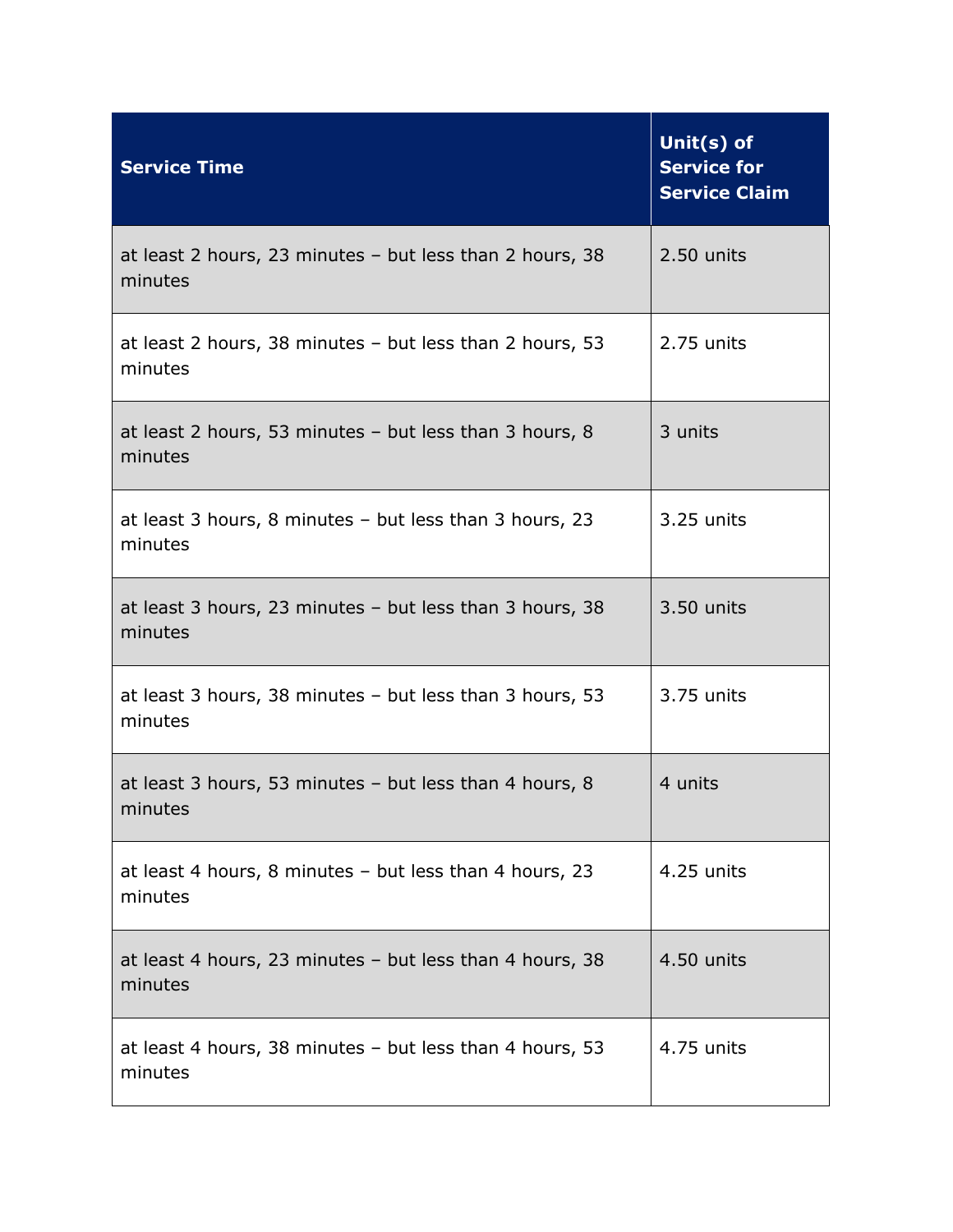| Service Time | Unit(s) of Service for Service Claim |
| --- | --- |
| at least 2 hours, 23 minutes – but less than 2 hours, 38 minutes | 2.50 units |
| at least 2 hours, 38 minutes – but less than 2 hours, 53 minutes | 2.75 units |
| at least 2 hours, 53 minutes – but less than 3 hours, 8 minutes | 3 units |
| at least 3 hours, 8 minutes – but less than 3 hours, 23 minutes | 3.25 units |
| at least 3 hours, 23 minutes – but less than 3 hours, 38 minutes | 3.50 units |
| at least 3 hours, 38 minutes – but less than 3 hours, 53 minutes | 3.75 units |
| at least 3 hours, 53 minutes – but less than 4 hours, 8 minutes | 4 units |
| at least 4 hours, 8 minutes – but less than 4 hours, 23 minutes | 4.25 units |
| at least 4 hours, 23 minutes – but less than 4 hours, 38 minutes | 4.50 units |
| at least 4 hours, 38 minutes – but less than 4 hours, 53 minutes | 4.75 units |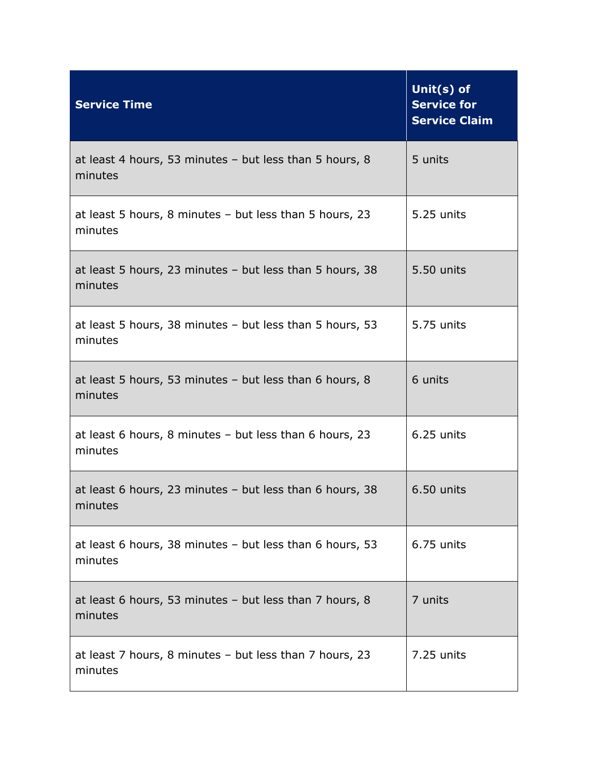| Service Time | Unit(s) of Service for Service Claim |
| --- | --- |
| at least 4 hours, 53 minutes – but less than 5 hours, 8 minutes | 5 units |
| at least 5 hours, 8 minutes – but less than 5 hours, 23 minutes | 5.25 units |
| at least 5 hours, 23 minutes – but less than 5 hours, 38 minutes | 5.50 units |
| at least 5 hours, 38 minutes – but less than 5 hours, 53 minutes | 5.75 units |
| at least 5 hours, 53 minutes – but less than 6 hours, 8 minutes | 6 units |
| at least 6 hours, 8 minutes – but less than 6 hours, 23 minutes | 6.25 units |
| at least 6 hours, 23 minutes – but less than 6 hours, 38 minutes | 6.50 units |
| at least 6 hours, 38 minutes – but less than 6 hours, 53 minutes | 6.75 units |
| at least 6 hours, 53 minutes – but less than 7 hours, 8 minutes | 7 units |
| at least 7 hours, 8 minutes – but less than 7 hours, 23 minutes | 7.25 units |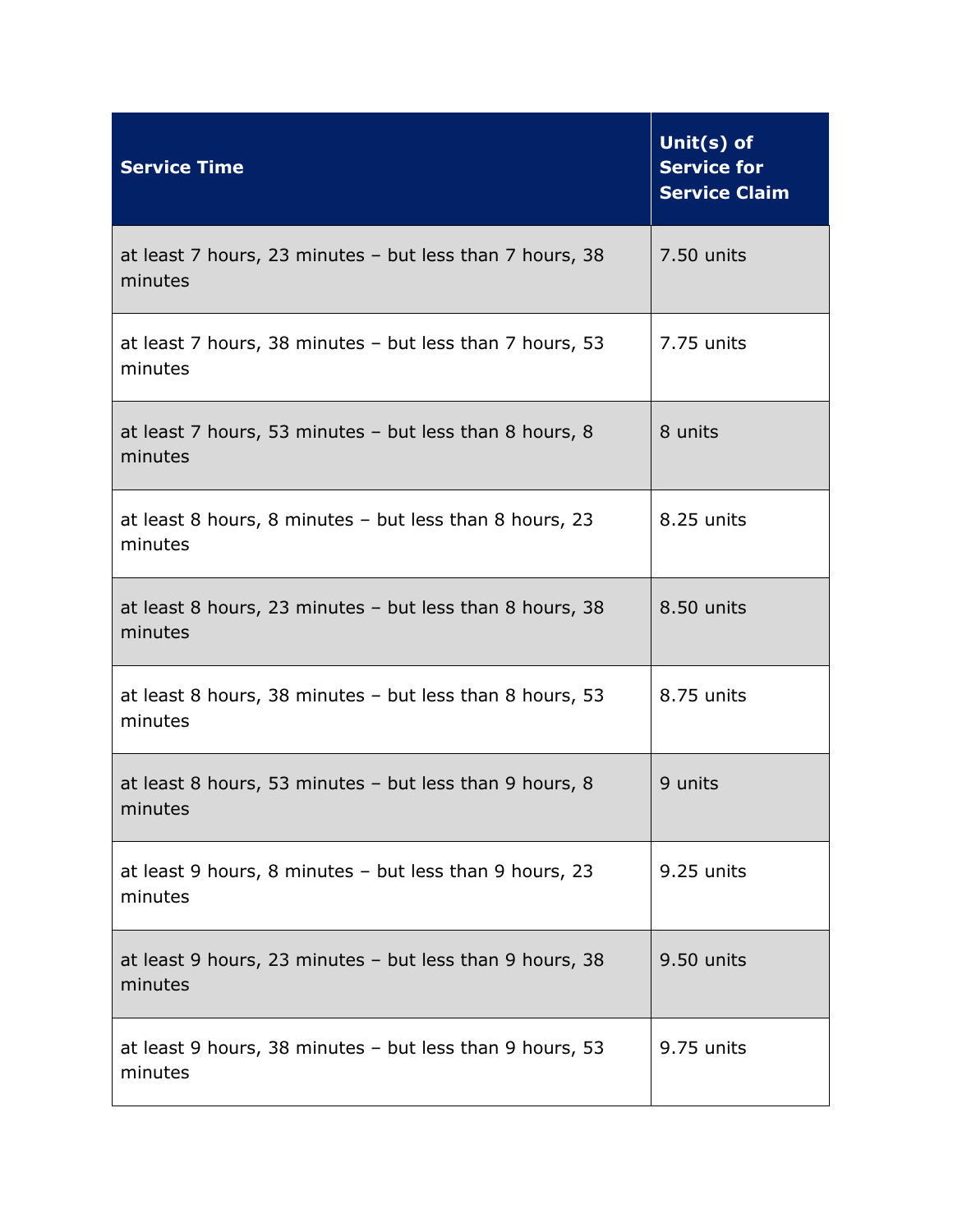| Service Time | Unit(s) of Service for Service Claim |
|---|---|
| at least 7 hours, 23 minutes – but less than 7 hours, 38 minutes | 7.50 units |
| at least 7 hours, 38 minutes – but less than 7 hours, 53 minutes | 7.75 units |
| at least 7 hours, 53 minutes – but less than 8 hours, 8 minutes | 8 units |
| at least 8 hours, 8 minutes – but less than 8 hours, 23 minutes | 8.25 units |
| at least 8 hours, 23 minutes – but less than 8 hours, 38 minutes | 8.50 units |
| at least 8 hours, 38 minutes – but less than 8 hours, 53 minutes | 8.75 units |
| at least 8 hours, 53 minutes – but less than 9 hours, 8 minutes | 9 units |
| at least 9 hours, 8 minutes – but less than 9 hours, 23 minutes | 9.25 units |
| at least 9 hours, 23 minutes – but less than 9 hours, 38 minutes | 9.50 units |
| at least 9 hours, 38 minutes – but less than 9 hours, 53 minutes | 9.75 units |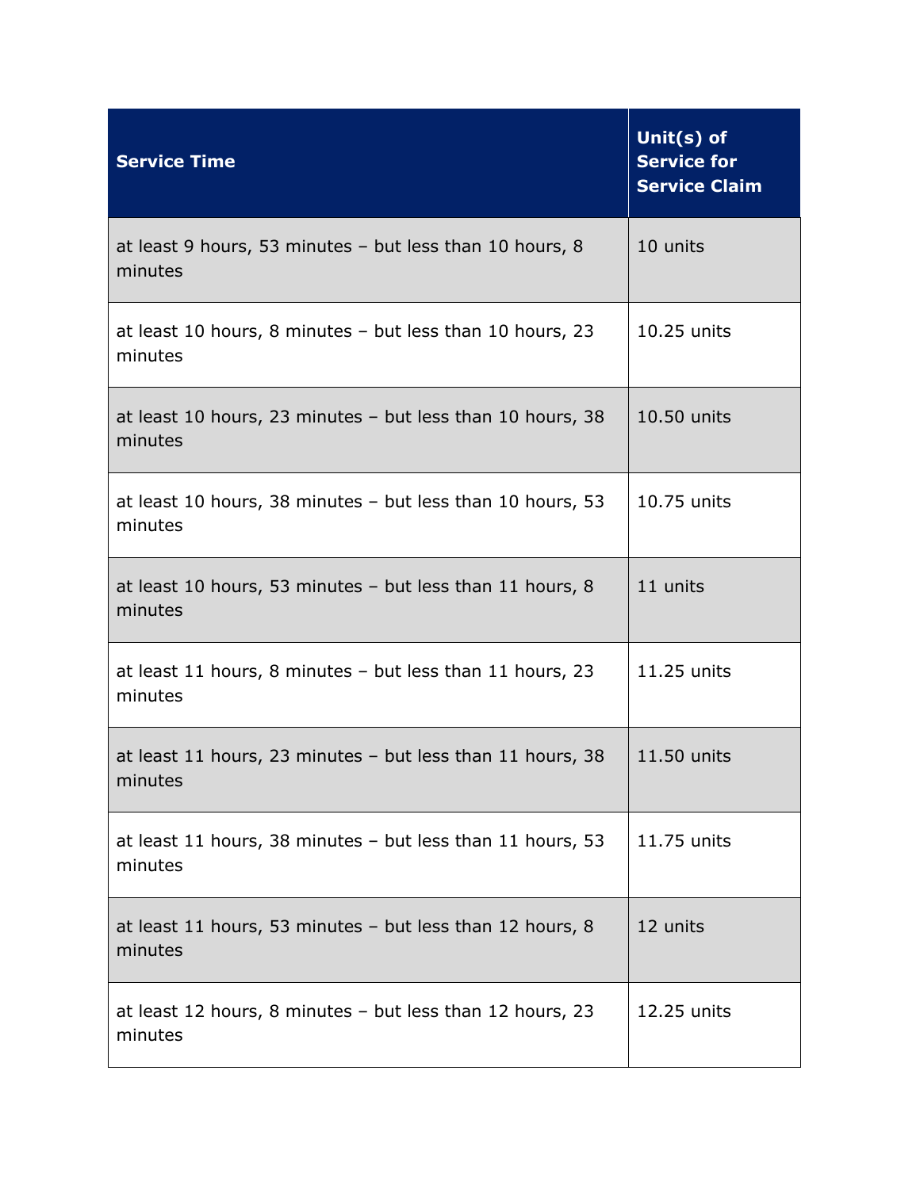| Service Time | Unit(s) of Service for Service Claim |
| --- | --- |
| at least 9 hours, 53 minutes – but less than 10 hours, 8 minutes | 10 units |
| at least 10 hours, 8 minutes – but less than 10 hours, 23 minutes | 10.25 units |
| at least 10 hours, 23 minutes – but less than 10 hours, 38 minutes | 10.50 units |
| at least 10 hours, 38 minutes – but less than 10 hours, 53 minutes | 10.75 units |
| at least 10 hours, 53 minutes – but less than 11 hours, 8 minutes | 11 units |
| at least 11 hours, 8 minutes – but less than 11 hours, 23 minutes | 11.25 units |
| at least 11 hours, 23 minutes – but less than 11 hours, 38 minutes | 11.50 units |
| at least 11 hours, 38 minutes – but less than 11 hours, 53 minutes | 11.75 units |
| at least 11 hours, 53 minutes – but less than 12 hours, 8 minutes | 12 units |
| at least 12 hours, 8 minutes – but less than 12 hours, 23 minutes | 12.25 units |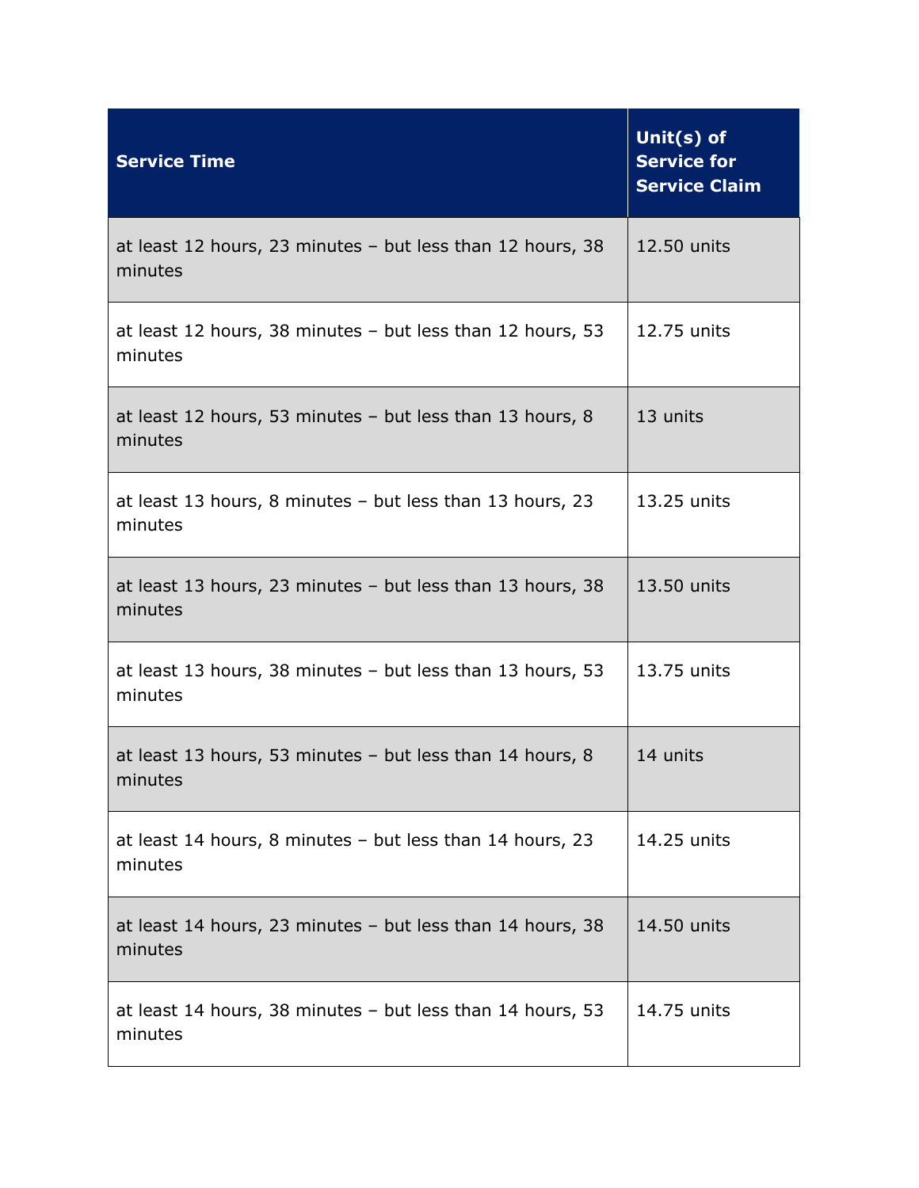| Service Time | Unit(s) of Service for Service Claim |
| --- | --- |
| at least 12 hours, 23 minutes – but less than 12 hours, 38 minutes | 12.50 units |
| at least 12 hours, 38 minutes – but less than 12 hours, 53 minutes | 12.75 units |
| at least 12 hours, 53 minutes – but less than 13 hours, 8 minutes | 13 units |
| at least 13 hours, 8 minutes – but less than 13 hours, 23 minutes | 13.25 units |
| at least 13 hours, 23 minutes – but less than 13 hours, 38 minutes | 13.50 units |
| at least 13 hours, 38 minutes – but less than 13 hours, 53 minutes | 13.75 units |
| at least 13 hours, 53 minutes – but less than 14 hours, 8 minutes | 14 units |
| at least 14 hours, 8 minutes – but less than 14 hours, 23 minutes | 14.25 units |
| at least 14 hours, 23 minutes – but less than 14 hours, 38 minutes | 14.50 units |
| at least 14 hours, 38 minutes – but less than 14 hours, 53 minutes | 14.75 units |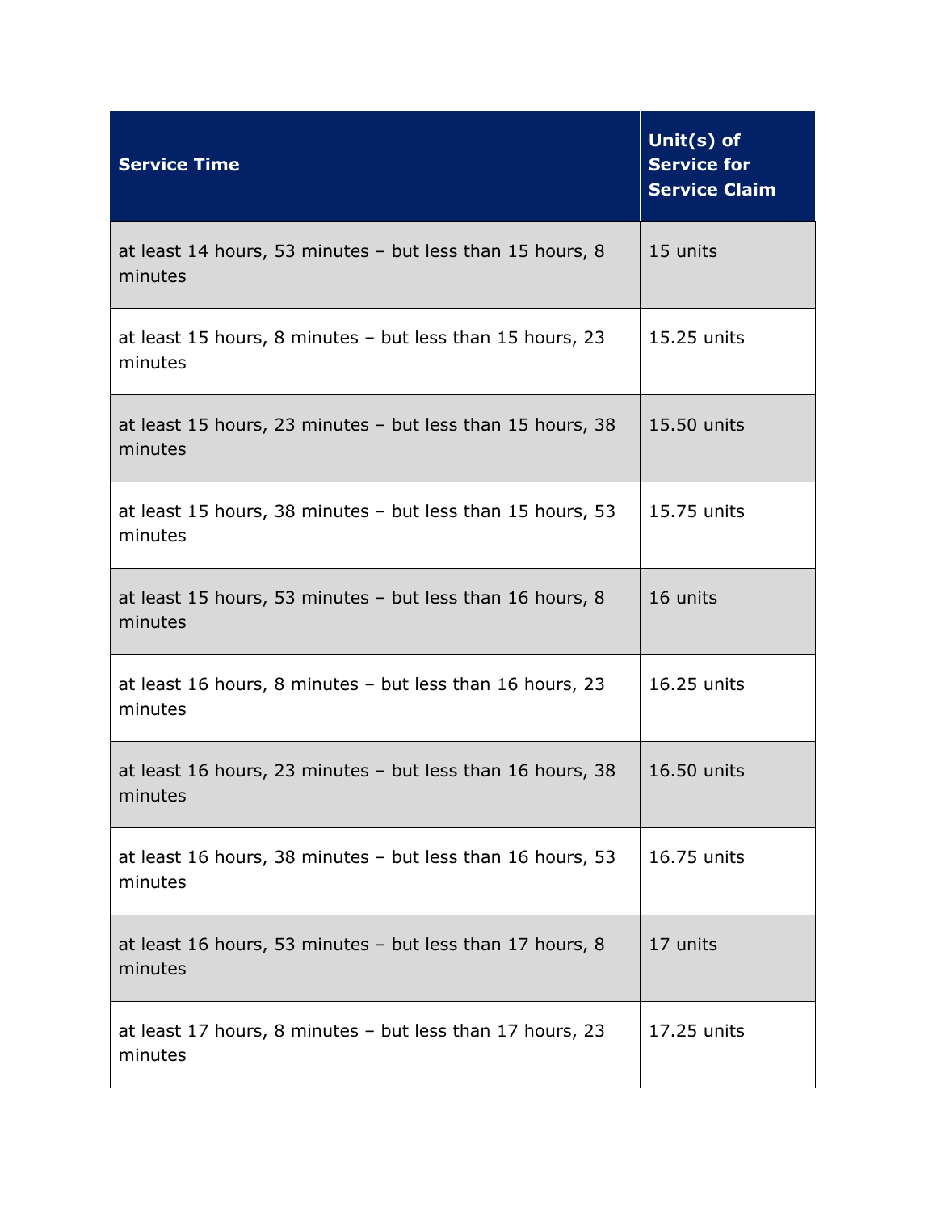| Service Time | Unit(s) of Service for Service Claim |
|---|---|
| at least 14 hours, 53 minutes – but less than 15 hours, 8 minutes | 15 units |
| at least 15 hours, 8 minutes – but less than 15 hours, 23 minutes | 15.25 units |
| at least 15 hours, 23 minutes – but less than 15 hours, 38 minutes | 15.50 units |
| at least 15 hours, 38 minutes – but less than 15 hours, 53 minutes | 15.75 units |
| at least 15 hours, 53 minutes – but less than 16 hours, 8 minutes | 16 units |
| at least 16 hours, 8 minutes – but less than 16 hours, 23 minutes | 16.25 units |
| at least 16 hours, 23 minutes – but less than 16 hours, 38 minutes | 16.50 units |
| at least 16 hours, 38 minutes – but less than 16 hours, 53 minutes | 16.75 units |
| at least 16 hours, 53 minutes – but less than 17 hours, 8 minutes | 17 units |
| at least 17 hours, 8 minutes – but less than 17 hours, 23 minutes | 17.25 units |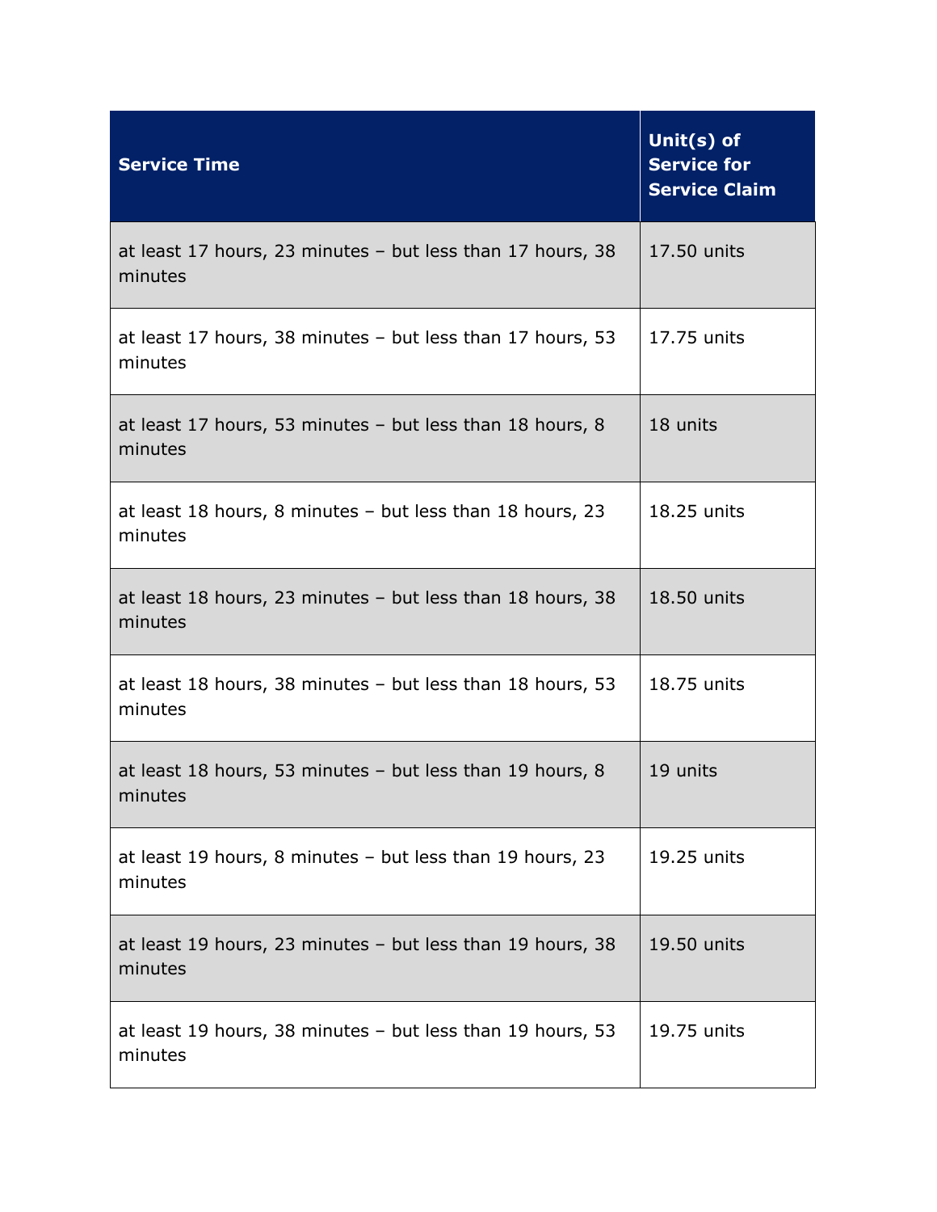| Service Time | Unit(s) of Service for Service Claim |
| --- | --- |
| at least 17 hours, 23 minutes – but less than 17 hours, 38 minutes | 17.50 units |
| at least 17 hours, 38 minutes – but less than 17 hours, 53 minutes | 17.75 units |
| at least 17 hours, 53 minutes – but less than 18 hours, 8 minutes | 18 units |
| at least 18 hours, 8 minutes – but less than 18 hours, 23 minutes | 18.25 units |
| at least 18 hours, 23 minutes – but less than 18 hours, 38 minutes | 18.50 units |
| at least 18 hours, 38 minutes – but less than 18 hours, 53 minutes | 18.75 units |
| at least 18 hours, 53 minutes – but less than 19 hours, 8 minutes | 19 units |
| at least 19 hours, 8 minutes – but less than 19 hours, 23 minutes | 19.25 units |
| at least 19 hours, 23 minutes – but less than 19 hours, 38 minutes | 19.50 units |
| at least 19 hours, 38 minutes – but less than 19 hours, 53 minutes | 19.75 units |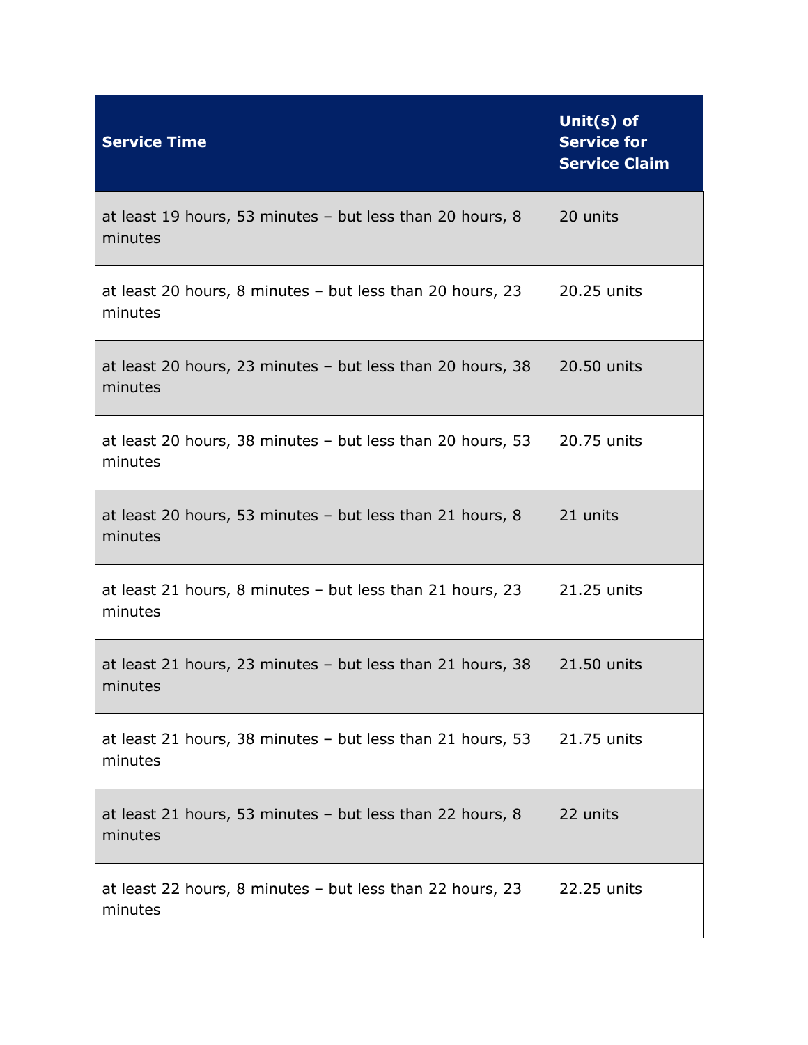| Service Time | Unit(s) of Service for Service Claim |
|---|---|
| at least 19 hours, 53 minutes – but less than 20 hours, 8 minutes | 20 units |
| at least 20 hours, 8 minutes – but less than 20 hours, 23 minutes | 20.25 units |
| at least 20 hours, 23 minutes – but less than 20 hours, 38 minutes | 20.50 units |
| at least 20 hours, 38 minutes – but less than 20 hours, 53 minutes | 20.75 units |
| at least 20 hours, 53 minutes – but less than 21 hours, 8 minutes | 21 units |
| at least 21 hours, 8 minutes – but less than 21 hours, 23 minutes | 21.25 units |
| at least 21 hours, 23 minutes – but less than 21 hours, 38 minutes | 21.50 units |
| at least 21 hours, 38 minutes – but less than 21 hours, 53 minutes | 21.75 units |
| at least 21 hours, 53 minutes – but less than 22 hours, 8 minutes | 22 units |
| at least 22 hours, 8 minutes – but less than 22 hours, 23 minutes | 22.25 units |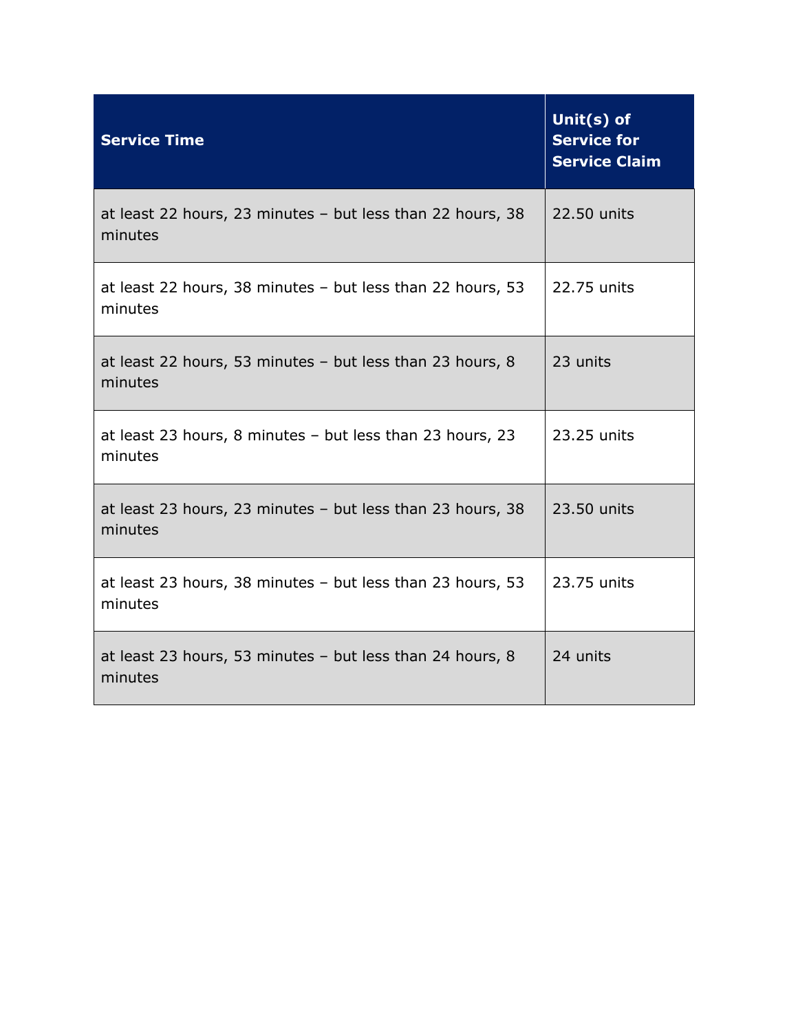| Service Time | Unit(s) of Service for Service Claim |
|---|---|
| at least 22 hours, 23 minutes – but less than 22 hours, 38 minutes | 22.50 units |
| at least 22 hours, 38 minutes – but less than 22 hours, 53 minutes | 22.75 units |
| at least 22 hours, 53 minutes – but less than 23 hours, 8 minutes | 23 units |
| at least 23 hours, 8 minutes – but less than 23 hours, 23 minutes | 23.25 units |
| at least 23 hours, 23 minutes – but less than 23 hours, 38 minutes | 23.50 units |
| at least 23 hours, 38 minutes – but less than 23 hours, 53 minutes | 23.75 units |
| at least 23 hours, 53 minutes – but less than 24 hours, 8 minutes | 24 units |